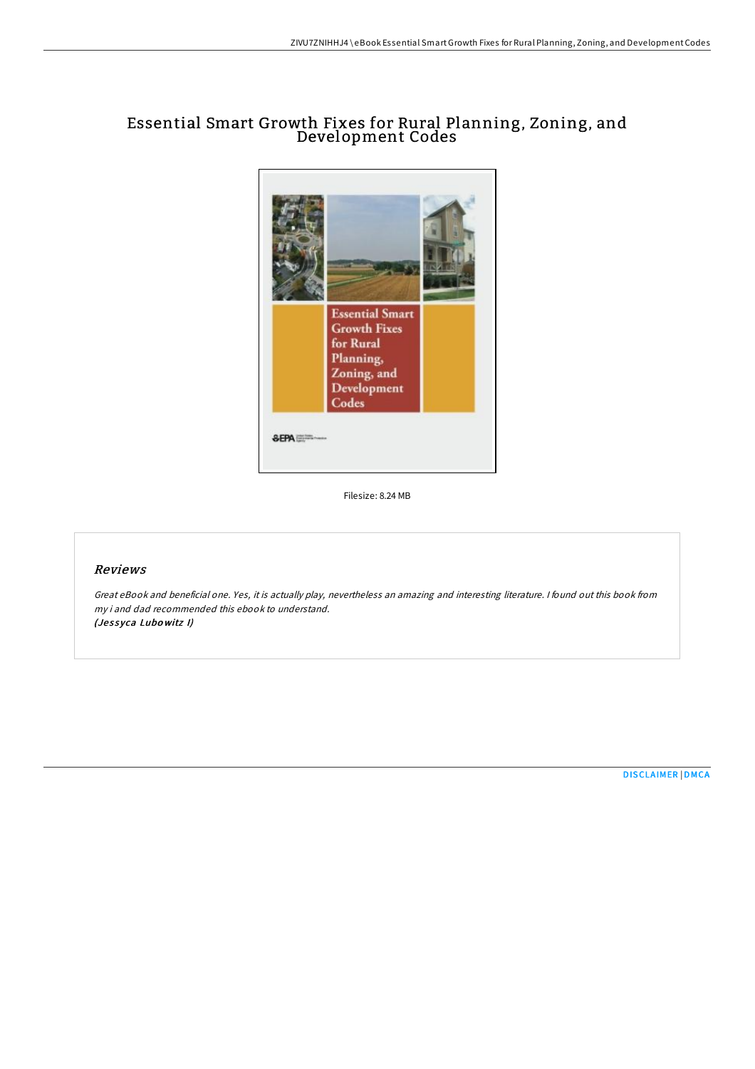# Essential Smart Growth Fixes for Rural Planning, Zoning, and Development Codes

Filesize: 8.24 MB

## Reviews

*Great eBook and beneficial one. Yes, it is actually play, nevertheless an amazing and interesting literature. I found out this book from my i and dad recommended this ebook to understand.*
*(Jessyca Lubowitz I)*

DISCLAIMER | DMCA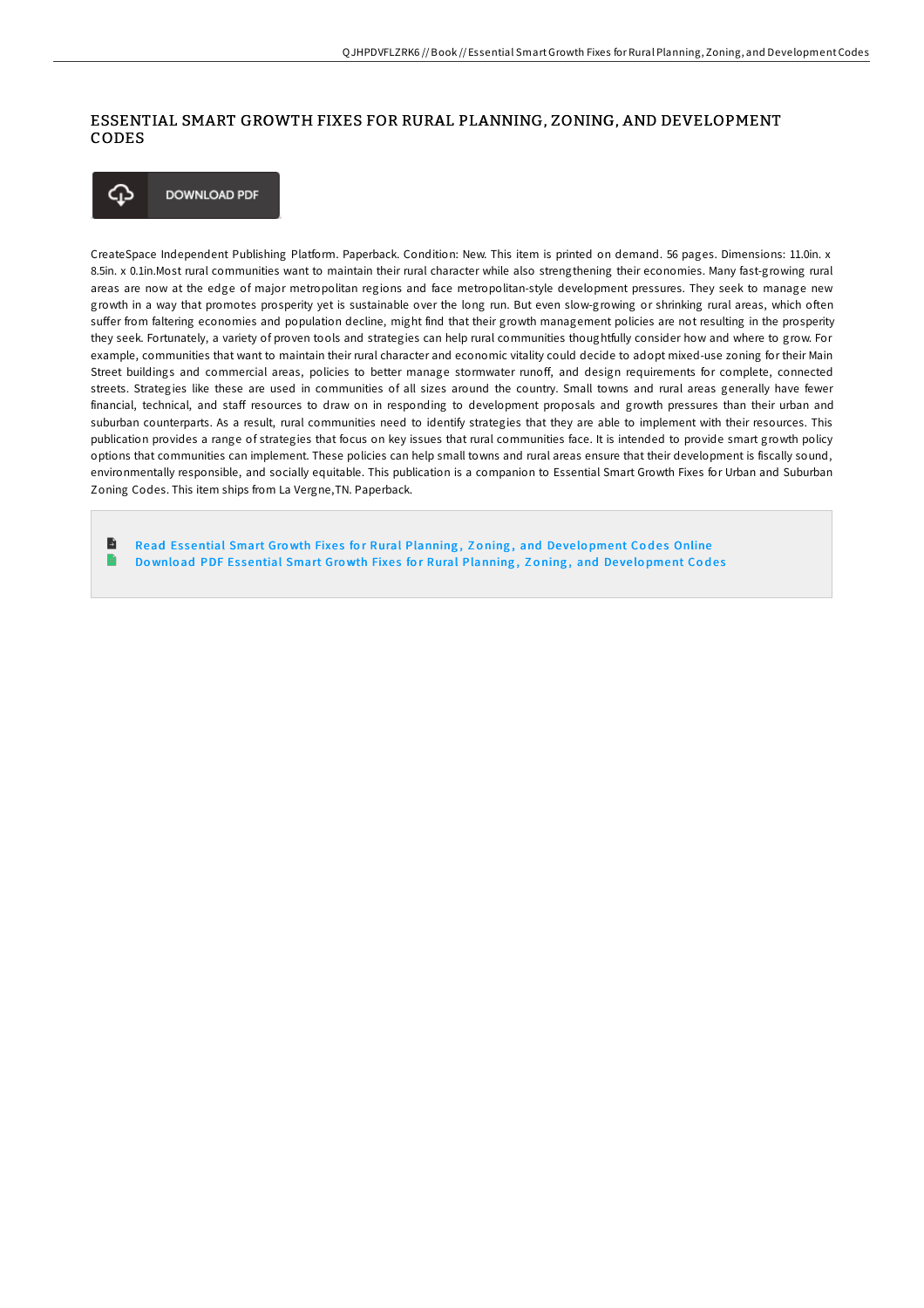# ESSENTIAL SMART GROWTH FIXES FOR RURAL PLANNING, ZONING, AND DEVELOPMENT CODES

DOWNLOAD PDF

CreateSpace Independent Publishing Platform. Paperback. Condition: New. This item is printed on demand. 56 pages. Dimensions: 11.0in. x 8.5in. x 0.1in.Most rural communities want to maintain their rural character while also strengthening their economies. Many fast-growing rural areas are now at the edge of major metropolitan regions and face metropolitan-style development pressures. They seek to manage new growth in a way that promotes prosperity yet is sustainable over the long run. But even slow-growing or shrinking rural areas, which often suffer from faltering economies and population decline, might find that their growth management policies are not resulting in the prosperity they seek. Fortunately, a variety of proven tools and strategies can help rural communities thoughtfully consider how and where to grow. For example, communities that want to maintain their rural character and economic vitality could decide to adopt mixed-use zoning for their Main Street buildings and commercial areas, policies to better manage stormwater runoff, and design requirements for complete, connected streets. Strategies like these are used in communities of all sizes around the country. Small towns and rural areas generally have fewer financial, technical, and staff resources to draw on in responding to development proposals and growth pressures than their urban and suburban counterparts. As a result, rural communities need to identify strategies that they are able to implement with their resources. This publication provides a range of strategies that focus on key issues that rural communities face. It is intended to provide smart growth policy options that communities can implement. These policies can help small towns and rural areas ensure that their development is fiscally sound, environmentally responsible, and socially equitable. This publication is a companion to Essential Smart Growth Fixes for Urban and Suburban Zoning Codes. This item ships from La Vergne,TN. Paperback.

- Read Essential Smart Growth Fixes for Rural Planning, Zoning, and Development Codes Online
- Download PDF Essential Smart Growth Fixes for Rural Planning, Zoning, and Development Codes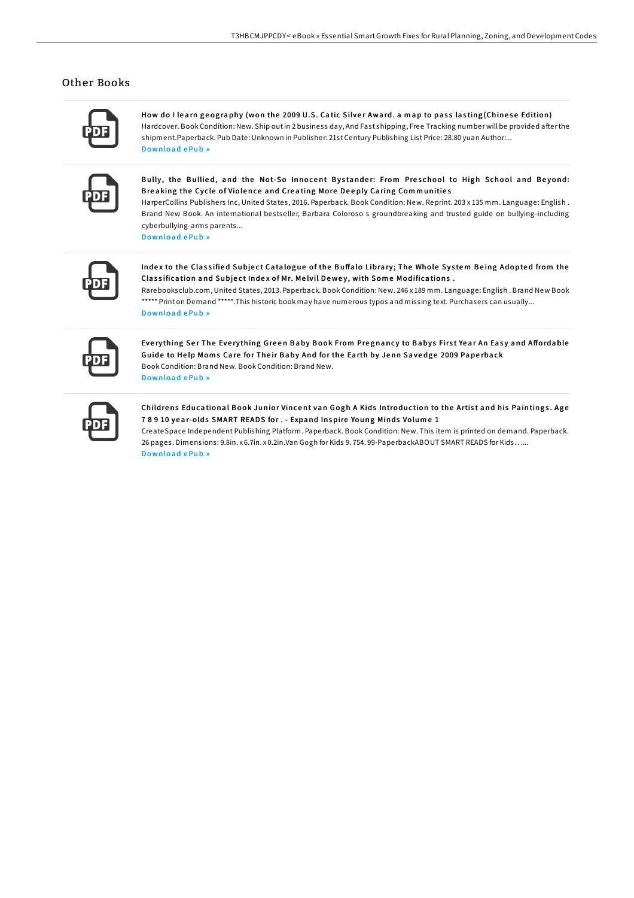## Other Books

**How do I learn geography (won the 2009 U.S. Catic Silver Award. a map to pass lasting(Chinese Edition)**
Hardcover. Book Condition: New. Ship out in 2 business day, And Fast shipping, Free Tracking number will be provided after the shipment.Paperback. Pub Date: Unknown in Publisher: 21st Century Publishing List Price: 28.80 yuan Author:...
Download ePub »

**Bully, the Bullied, and the Not-So Innocent Bystander: From Preschool to High School and Beyond: Breaking the Cycle of Violence and Creating More Deeply Caring Communities**
HarperCollins Publishers Inc, United States, 2016. Paperback. Book Condition: New. Reprint. 203 x 135 mm. Language: English . Brand New Book. An international bestseller, Barbara Coloroso s groundbreaking and trusted guide on bullying-including cyberbullying-arms parents...
Download ePub »

**Index to the Classified Subject Catalogue of the Buffalo Library; The Whole System Being Adopted from the Classification and Subject Index of Mr. Melvil Dewey, with Some Modifications .**
Rarebooksclub.com, United States, 2013. Paperback. Book Condition: New. 246 x 189 mm. Language: English . Brand New Book ***** Print on Demand *****.This historic book may have numerous typos and missing text. Purchasers can usually...
Download ePub »

**Everything Ser The Everything Green Baby Book From Pregnancy to Babys First Year An Easy and Affordable Guide to Help Moms Care for Their Baby And for the Earth by Jenn Savedge 2009 Paperback**
Book Condition: Brand New. Book Condition: Brand New.
Download ePub »

**Childrens Educational Book Junior Vincent van Gogh A Kids Introduction to the Artist and his Paintings. Age 7 8 9 10 year-olds SMART READS for . - Expand Inspire Young Minds Volume 1**
CreateSpace Independent Publishing Platform. Paperback. Book Condition: New. This item is printed on demand. Paperback. 26 pages. Dimensions: 9.8in. x 6.7in. x 0.2in.Van Gogh for Kids 9. 754. 99-PaperbackABOUT SMART READS for Kids. . ....
Download ePub »